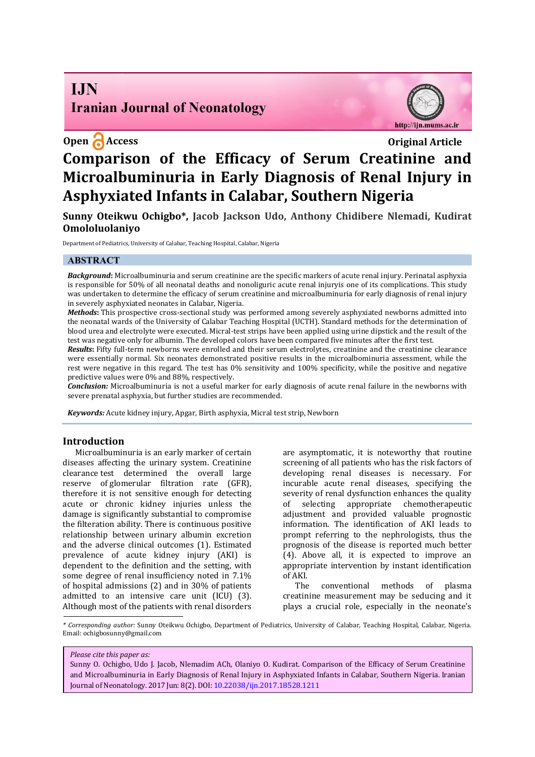Open Access

Original Article

# Comparison of the Efficacy of Serum Creatinine and Microalbuminuria in Early Diagnosis of Renal Injury in Asphyxiated Infants in Calabar, Southern Nigeria

**Sunny Oteikwu Ochigbo\*, Jacob Jackson Udo, Anthony Chidibere Nlemadi, Kudirat Omololuolaniyo**

Department of Pediatrics, University of Calabar, Teaching Hospital, Calabar, Nigeria

## ABSTRACT

***Background*:** Microalbuminuria and serum creatinine are the specific markers of acute renal injury. Perinatal asphyxia is responsible for 50% of all neonatal deaths and nonoliguric acute renal injuryis one of its complications. This study was undertaken to determine the efficacy of serum creatinine and microalbuminuria for early diagnosis of renal injury in severely asphyxiated neonates in Calabar, Nigeria.

***Methods*:** This prospective cross-sectional study was performed among severely asphyxiated newborns admitted into the neonatal wards of the University of Calabar Teaching Hospital (UCTH). Standard methods for the determination of blood urea and electrolyte were executed. Micral-test strips have been applied using urine dipstick and the result of the test was negative only for albumin. The developed colors have been compared five minutes after the first test.

***Results*:** Fifty full-term newborns were enrolled and their serum electrolytes, creatinine and the creatinine clearance were essentially normal. Six neonates demonstrated positive results in the microalbominuria assessment, while the rest were negative in this regard. The test has 0% sensitivity and 100% specificity, while the positive and negative predictive values were 0% and 88%, respectively.

***Conclusion:*** Microalbuminuria is not a useful marker for early diagnosis of acute renal failure in the newborns with severe prenatal asphyxia, but further studies are recommended.

***Keywords:*** Acute kidney injury, Apgar, Birth asphyxia, Micral test strip, Newborn

## Introduction

Microalbuminuria is an early marker of certain diseases affecting the urinary system. Creatinine clearance test determined the overall large reserve of glomerular filtration rate (GFR), therefore it is not sensitive enough for detecting acute or chronic kidney injuries unless the damage is significantly substantial to compromise the filtration ability. There is continuous positive relationship between urinary albumin excretion and the adverse clinical outcomes (1). Estimated prevalence of acute kidney injury (AKI) is dependent to the definition and the setting, with some degree of renal insufficiency noted in 7.1% of hospital admissions (2) and in 30% of patients admitted to an intensive care unit (ICU) (3). Although most of the patients with renal disorders are asymptomatic, it is noteworthy that routine screening of all patients who has the risk factors of developing renal diseases is necessary. For incurable acute renal diseases, specifying the severity of renal dysfunction enhances the quality of selecting appropriate chemotherapeutic adjustment and provided valuable prognostic information. The identification of AKI leads to prompt referring to the nephrologists, thus the prognosis of the disease is reported much better (4). Above all, it is expected to improve an appropriate intervention by instant identification of AKI.

The conventional methods of plasma creatinine measurement may be seducing and it plays a crucial role, especially in the neonate's

---

*\* Corresponding author:* Sunny Oteikwu Ochigbo, Department of Pediatrics, University of Calabar, Teaching Hospital, Calabar, Nigeria. Email: ochigbosunny@gmail.com

*Please cite this paper as:*
Sunny O. Ochigbo, Udo J. Jacob, Nlemadim ACh, Olaniyo O. Kudirat. Comparison of the Efficacy of Serum Creatinine and Microalbuminuria in Early Diagnosis of Renal Injury in Asphyxiated Infants in Calabar, Southern Nigeria. Iranian Journal of Neonatology. 2017 Jun: 8(2). DOI: 10.22038/ijn.2017.18528.1211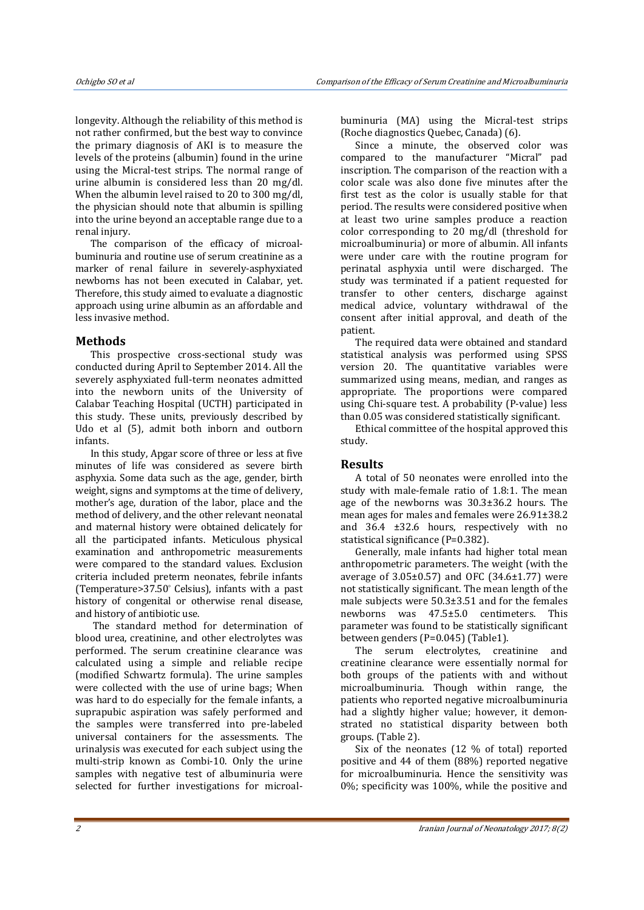longevity. Although the reliability of this method is not rather confirmed, but the best way to convince the primary diagnosis of AKI is to measure the levels of the proteins (albumin) found in the urine using the Micral-test strips. The normal range of urine albumin is considered less than 20 mg/dl. When the albumin level raised to 20 to 300 mg/dl, the physician should note that albumin is spilling into the urine beyond an acceptable range due to a renal injury.

The comparison of the efficacy of microalbuminuria and routine use of serum creatinine as a marker of renal failure in severely-asphyxiated newborns has not been executed in Calabar, yet. Therefore, this study aimed to evaluate a diagnostic approach using urine albumin as an affordable and less invasive method.

## Methods

This prospective cross-sectional study was conducted during April to September 2014. All the severely asphyxiated full-term neonates admitted into the newborn units of the University of Calabar Teaching Hospital (UCTH) participated in this study. These units, previously described by Udo et al (5), admit both inborn and outborn infants.

In this study, Apgar score of three or less at five minutes of life was considered as severe birth asphyxia. Some data such as the age, gender, birth weight, signs and symptoms at the time of delivery, mother's age, duration of the labor, place and the method of delivery, and the other relevant neonatal and maternal history were obtained delicately for all the participated infants. Meticulous physical examination and anthropometric measurements were compared to the standard values. Exclusion criteria included preterm neonates, febrile infants (Temperature>37.50° Celsius), infants with a past history of congenital or otherwise renal disease, and history of antibiotic use.

The standard method for determination of blood urea, creatinine, and other electrolytes was performed. The serum creatinine clearance was calculated using a simple and reliable recipe (modified Schwartz formula). The urine samples were collected with the use of urine bags; When was hard to do especially for the female infants, a suprapubic aspiration was safely performed and the samples were transferred into pre-labeled universal containers for the assessments. The urinalysis was executed for each subject using the multi-strip known as Combi-10. Only the urine samples with negative test of albuminuria were selected for further investigations for microalbuminuria (MA) using the Micral-test strips (Roche diagnostics Quebec, Canada) (6).

Since a minute, the observed color was compared to the manufacturer "Micral" pad inscription. The comparison of the reaction with a color scale was also done five minutes after the first test as the color is usually stable for that period. The results were considered positive when at least two urine samples produce a reaction color corresponding to 20 mg/dl (threshold for microalbuminuria) or more of albumin. All infants were under care with the routine program for perinatal asphyxia until were discharged. The study was terminated if a patient requested for transfer to other centers, discharge against medical advice, voluntary withdrawal of the consent after initial approval, and death of the patient.

The required data were obtained and standard statistical analysis was performed using SPSS version 20. The quantitative variables were summarized using means, median, and ranges as appropriate. The proportions were compared using Chi-square test. A probability (P-value) less than 0.05 was considered statistically significant.

Ethical committee of the hospital approved this study.

## Results

A total of 50 neonates were enrolled into the study with male-female ratio of 1.8:1. The mean age of the newborns was 30.3±36.2 hours. The mean ages for males and females were 26.91±38.2 and 36.4 ±32.6 hours, respectively with no statistical significance (P=0.382).

Generally, male infants had higher total mean anthropometric parameters. The weight (with the average of 3.05±0.57) and OFC (34.6±1.77) were not statistically significant. The mean length of the male subjects were 50.3±3.51 and for the females newborns was 47.5±5.0 centimeters. This parameter was found to be statistically significant between genders (P=0.045) (Table1).

The serum electrolytes, creatinine and creatinine clearance were essentially normal for both groups of the patients with and without microalbuminuria. Though within range, the patients who reported negative microalbuminuria had a slightly higher value; however, it demonstrated no statistical disparity between both groups. (Table 2).

Six of the neonates (12 % of total) reported positive and 44 of them (88%) reported negative for microalbuminuria. Hence the sensitivity was 0%; specificity was 100%, while the positive and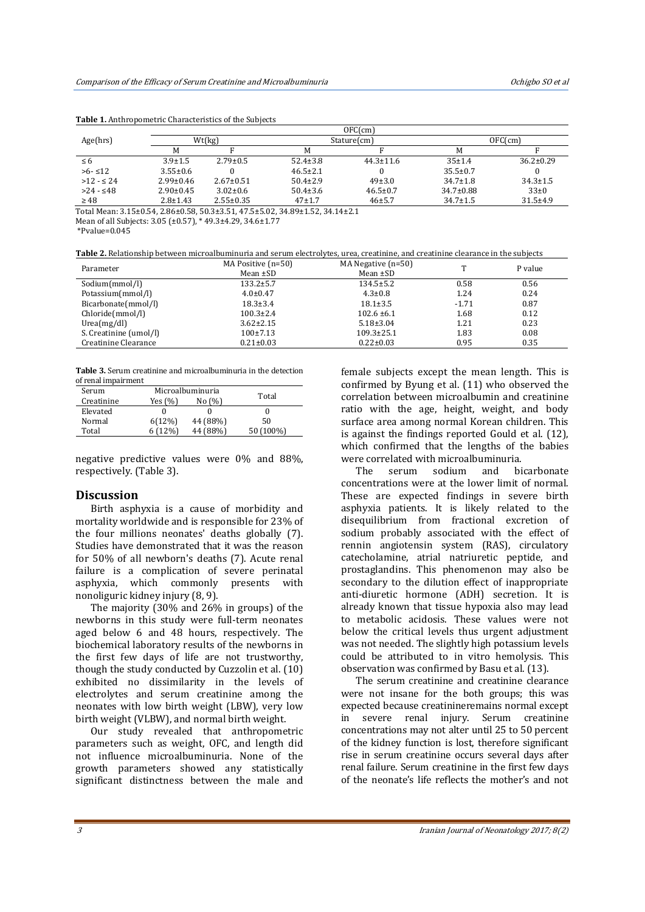**Table 1.** Anthropometric Characteristics of the Subjects

| Age(hrs) | OFC(cm) | | | | | |
|---|---|---|---|---|---|---|
| | Wt(kg) | | Stature(cm) | | OFC(cm) | |
| | M | F | M | F | M | F |
| ≤ 6 | 3.9±1.5 | 2.79±0.5 | 52.4±3.8 | 44.3±11.6 | 35±1.4 | 36.2±0.29 |
| >6- ≤12 | 3.55±0.6 | 0 | 46.5±2.1 | 0 | 35.5±0.7 | 0 |
| >12 - ≤ 24 | 2.99±0.46 | 2.67±0.51 | 50.4±2.9 | 49±3.0 | 34.7±1.8 | 34.3±1.5 |
| >24 - ≤48 | 2.90±0.45 | 3.02±0.6 | 50.4±3.6 | 46.5±0.7 | 34.7±0.88 | 33±0 |
| ≥ 48 | 2.8±1.43 | 2.55±0.35 | 47±1.7 | 46±5.7 | 34.7±1.5 | 31.5±4.9 |

Total Mean: 3.15±0.54, 2.86±0.58, 50.3±3.51, 47.5±5.02, 34.89±1.52, 34.14±2.1
Mean of all Subjects: 3.05 (±0.57), * 49.3±4.29, 34.6±1.77
*Pvalue=0.045

**Table 2.** Relationship between microalbuminuria and serum electrolytes, urea, creatinine, and creatinine clearance in the subjects

| Parameter | MA Positive (n=50) Mean ±SD | MA Negative (n=50) Mean ±SD | T | P value |
|---|---|---|---|---|
| Sodium(mmol/l) | 133.2±5.7 | 134.5±5.2 | 0.58 | 0.56 |
| Potassium(mmol/l) | 4.0±0.47 | 4.3±0.8 | 1.24 | 0.24 |
| Bicarbonate(mmol/l) | 18.3±3.4 | 18.1±3.5 | -1.71 | 0.87 |
| Chloride(mmol/l) | 100.3±2.4 | 102.6 ±6.1 | 1.68 | 0.12 |
| Urea(mg/dl) | 3.62±2.15 | 5.18±3.04 | 1.21 | 0.23 |
| S. Creatinine (umol/l) | 100±7.13 | 109.3±25.1 | 1.83 | 0.08 |
| Creatinine Clearance | 0.21±0.03 | 0.22±0.03 | 0.95 | 0.35 |

**Table 3.** Serum creatinine and microalbuminuria in the detection of renal impairment

| Serum Creatinine | Microalbuminuria | | Total |
|---|---|---|---|
| | Yes (%) | No (%) | |
| Elevated | 0 | 0 | 0 |
| Normal | 6(12%) | 44 (88%) | 50 |
| Total | 6 (12%) | 44 (88%) | 50 (100%) |

negative predictive values were 0% and 88%, respectively. (Table 3).

## Discussion

Birth asphyxia is a cause of morbidity and mortality worldwide and is responsible for 23% of the four millions neonates' deaths globally (7). Studies have demonstrated that it was the reason for 50% of all newborn's deaths (7). Acute renal failure is a complication of severe perinatal asphyxia, which commonly presents with nonoliguric kidney injury (8, 9).

The majority (30% and 26% in groups) of the newborns in this study were full-term neonates aged below 6 and 48 hours, respectively. The biochemical laboratory results of the newborns in the first few days of life are not trustworthy, though the study conducted by Cuzzolin et al. (10) exhibited no dissimilarity in the levels of electrolytes and serum creatinine among the neonates with low birth weight (LBW), very low birth weight (VLBW), and normal birth weight.

Our study revealed that anthropometric parameters such as weight, OFC, and length did not influence microalbuminuria. None of the growth parameters showed any statistically significant distinctness between the male and female subjects except the mean length. This is confirmed by Byung et al. (11) who observed the correlation between microalbumin and creatinine ratio with the age, height, weight, and body surface area among normal Korean children. This is against the findings reported Gould et al. (12), which confirmed that the lengths of the babies were correlated with microalbuminuria.

The serum sodium and bicarbonate concentrations were at the lower limit of normal. These are expected findings in severe birth asphyxia patients. It is likely related to the disequilibrium from fractional excretion of sodium probably associated with the effect of rennin angiotensin system (RAS), circulatory catecholamine, atrial natriuretic peptide, and prostaglandins. This phenomenon may also be secondary to the dilution effect of inappropriate anti-diuretic hormone (ADH) secretion. It is already known that tissue hypoxia also may lead to metabolic acidosis. These values were not below the critical levels thus urgent adjustment was not needed. The slightly high potassium levels could be attributed to in vitro hemolysis. This observation was confirmed by Basu et al. (13).

The serum creatinine and creatinine clearance were not insane for the both groups; this was expected because creatinineremains normal except in severe renal injury. Serum creatinine concentrations may not alter until 25 to 50 percent of the kidney function is lost, therefore significant rise in serum creatinine occurs several days after renal failure. Serum creatinine in the first few days of the neonate's life reflects the mother's and not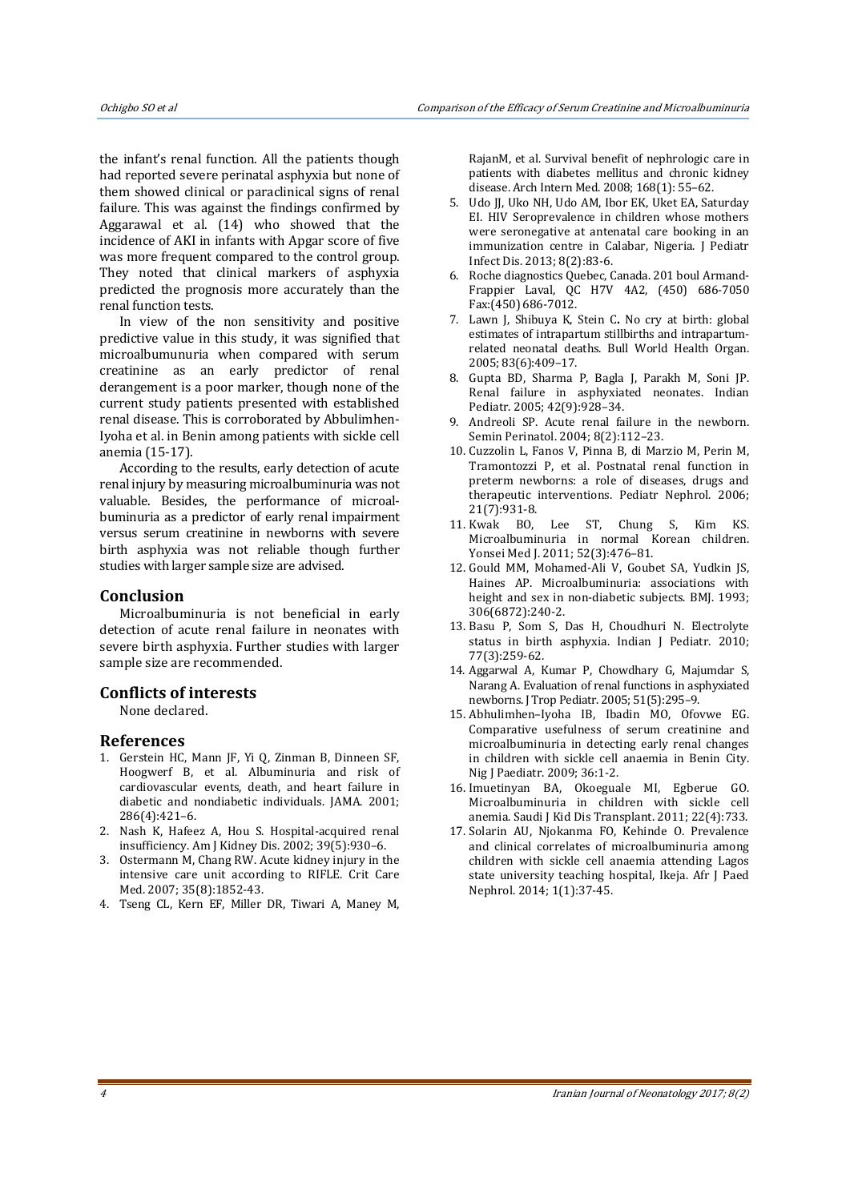the infant's renal function. All the patients though had reported severe perinatal asphyxia but none of them showed clinical or paraclinical signs of renal failure. This was against the findings confirmed by Aggarawal et al. (14) who showed that the incidence of AKI in infants with Apgar score of five was more frequent compared to the control group. They noted that clinical markers of asphyxia predicted the prognosis more accurately than the renal function tests.

In view of the non sensitivity and positive predictive value in this study, it was signified that microalbumunuria when compared with serum creatinine as an early predictor of renal derangement is a poor marker, though none of the current study patients presented with established renal disease. This is corroborated by Abbulimhen-Iyoha et al. in Benin among patients with sickle cell anemia (15-17).

According to the results, early detection of acute renal injury by measuring microalbuminuria was not valuable. Besides, the performance of microalbuminuria as a predictor of early renal impairment versus serum creatinine in newborns with severe birth asphyxia was not reliable though further studies with larger sample size are advised.

## Conclusion

Microalbuminuria is not beneficial in early detection of acute renal failure in neonates with severe birth asphyxia. Further studies with larger sample size are recommended.

## Conflicts of interests

None declared.

## References

1. Gerstein HC, Mann JF, Yi Q, Zinman B, Dinneen SF, Hoogwerf B, et al. Albuminuria and risk of cardiovascular events, death, and heart failure in diabetic and nondiabetic individuals. JAMA. 2001; 286(4):421–6.
2. Nash K, Hafeez A, Hou S. Hospital-acquired renal insufficiency. Am J Kidney Dis. 2002; 39(5):930–6.
3. Ostermann M, Chang RW. Acute kidney injury in the intensive care unit according to RIFLE. Crit Care Med. 2007; 35(8):1852-43.
4. Tseng CL, Kern EF, Miller DR, Tiwari A, Maney M, RajanM, et al. Survival benefit of nephrologic care in patients with diabetes mellitus and chronic kidney disease. Arch Intern Med. 2008; 168(1): 55–62.
5. Udo JJ, Uko NH, Udo AM, Ibor EK, Uket EA, Saturday EI. HIV Seroprevalence in children whose mothers were seronegative at antenatal care booking in an immunization centre in Calabar, Nigeria. J Pediatr Infect Dis. 2013; 8(2):83-6.
6. Roche diagnostics Quebec, Canada. 201 boul Armand-Frappier Laval, QC H7V 4A2, (450) 686-7050 Fax:(450) 686-7012.
7. Lawn J, Shibuya K, Stein C. No cry at birth: global estimates of intrapartum stillbirths and intrapartum-related neonatal deaths. Bull World Health Organ. 2005; 83(6):409–17.
8. Gupta BD, Sharma P, Bagla J, Parakh M, Soni JP. Renal failure in asphyxiated neonates. Indian Pediatr. 2005; 42(9):928–34.
9. Andreoli SP. Acute renal failure in the newborn. Semin Perinatol. 2004; 8(2):112–23.
10. Cuzzolin L, Fanos V, Pinna B, di Marzio M, Perin M, Tramontozzi P, et al. Postnatal renal function in preterm newborns: a role of diseases, drugs and therapeutic interventions. Pediatr Nephrol. 2006; 21(7):931-8.
11. Kwak BO, Lee ST, Chung S, Kim KS. Microalbuminuria in normal Korean children. Yonsei Med J. 2011; 52(3):476–81.
12. Gould MM, Mohamed-Ali V, Goubet SA, Yudkin JS, Haines AP. Microalbuminuria: associations with height and sex in non-diabetic subjects. BMJ. 1993; 306(6872):240-2.
13. Basu P, Som S, Das H, Choudhuri N. Electrolyte status in birth asphyxia. Indian J Pediatr. 2010; 77(3):259-62.
14. Aggarwal A, Kumar P, Chowdhary G, Majumdar S, Narang A. Evaluation of renal functions in asphyxiated newborns. J Trop Pediatr. 2005; 51(5):295–9.
15. Abhulimhen–Iyoha IB, Ibadin MO, Ofovwe EG. Comparative usefulness of serum creatinine and microalbuminuria in detecting early renal changes in children with sickle cell anaemia in Benin City. Nig J Paediatr. 2009; 36:1-2.
16. Imuetinyan BA, Okoeguale MI, Egberue GO. Microalbuminuria in children with sickle cell anemia. Saudi J Kid Dis Transplant. 2011; 22(4):733.
17. Solarin AU, Njokanma FO, Kehinde O. Prevalence and clinical correlates of microalbuminuria among children with sickle cell anaemia attending Lagos state university teaching hospital, Ikeja. Afr J Paed Nephrol. 2014; 1(1):37-45.